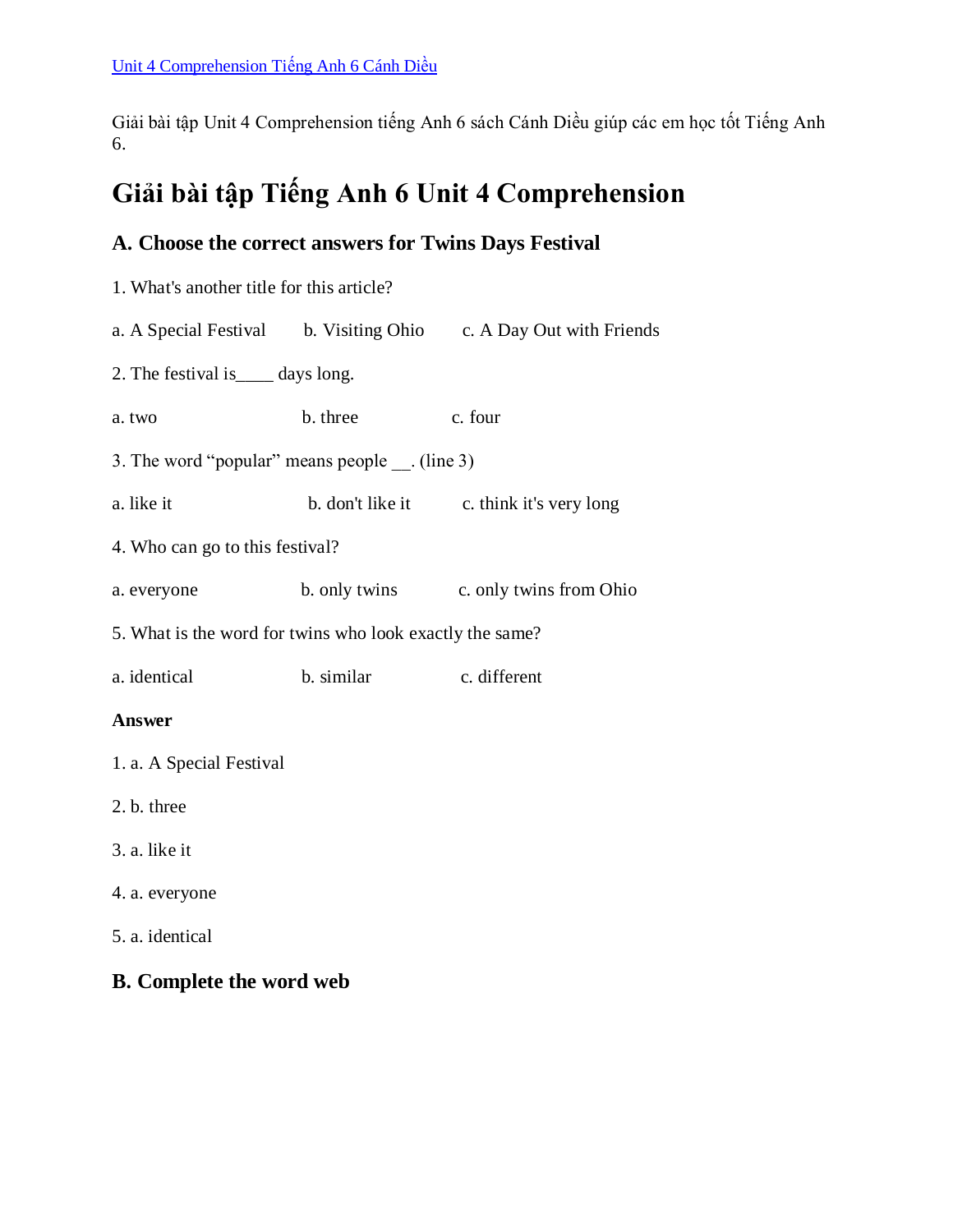[Unit 4 Comprehension Tiếng Anh 6 Cánh Diều]

Giải bài tập Unit 4 Comprehension tiếng Anh 6 sách Cánh Diều giúp các em học tốt Tiếng Anh 6.

# Giải bài tập Tiếng Anh 6 Unit 4 Comprehension

## A. Choose the correct answers for Twins Days Festival

1. What's another title for this article?

a. A Special Festival    b. Visiting Ohio    c. A Day Out with Friends

2. The festival is____ days long.

a. two    b. three    c. four

3. The word "popular" means people __. (line 3)

a. like it    b. don't like it    c. think it's very long

4. Who can go to this festival?

a. everyone    b. only twins    c. only twins from Ohio

5. What is the word for twins who look exactly the same?

a. identical    b. similar    c. different

**Answer**

1. a. A Special Festival

2. b. three

3. a. like it

4. a. everyone

5. a. identical

## B. Complete the word web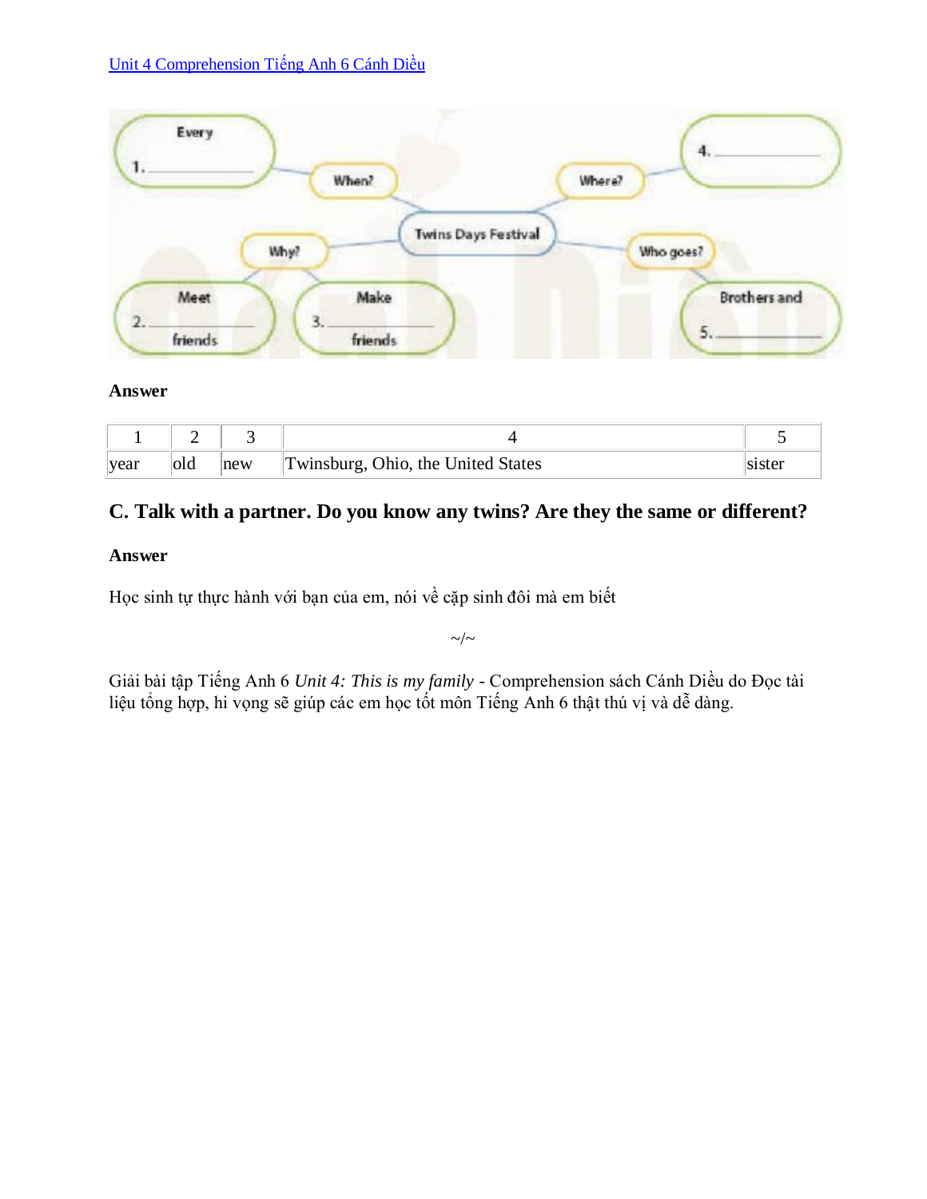Every

1. ___________

When?

Where?

4. ___________

Twins Days Festival

Why?

Who goes?

Meet

2. ___________

friends

Make

3. ___________

friends

Brothers and

5. ___________

**Answer**

| 1 | 2 | 3 | 4 | 5 |
|---|---|---|---|---|
| year | old | new | Twinsburg, Ohio, the United States | sister |

## C. Talk with a partner. Do you know any twins? Are they the same or different?

**Answer**

Học sinh tự thực hành với bạn của em, nói về cặp sinh đôi mà em biết

~/~

Giải bài tập Tiếng Anh 6 *Unit 4: This is my family* - Comprehension sách Cánh Diều do Đọc tài liệu tổng hợp, hi vọng sẽ giúp các em học tốt môn Tiếng Anh 6 thật thú vị và dễ dàng.